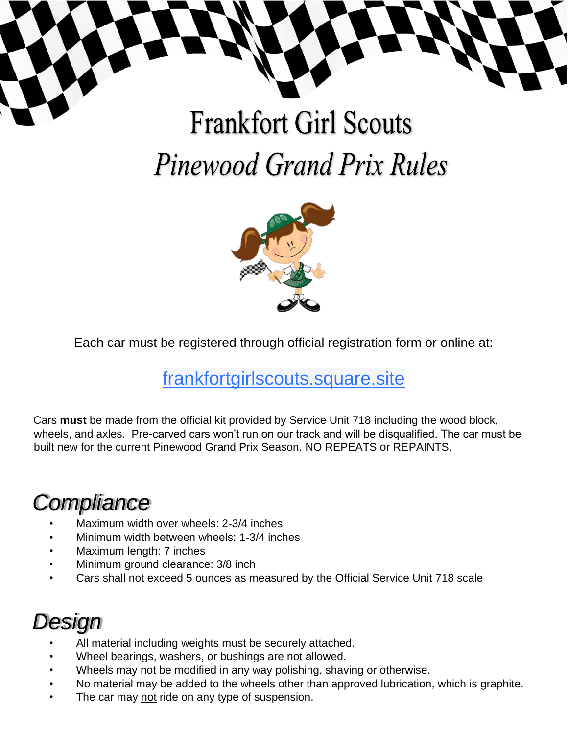# Frankfort Girl Scouts

## *Pinewood Grand Prix Rules*

Each car must be registered through official registration form or online at:

[frankfortgirlscouts.square.site](frankfortgirlscouts.square.site)

Cars **must** be made from the official kit provided by Service Unit 718 including the wood block, wheels, and axles. Pre-carved cars won't run on our track and will be disqualified. The car must be built new for the current Pinewood Grand Prix Season. NO REPEATS or REPAINTS.

## *Compliance*

- Maximum width over wheels: 2-3/4 inches
- Minimum width between wheels: 1-3/4 inches
- Maximum length: 7 inches
- Minimum ground clearance: 3/8 inch
- Cars shall not exceed 5 ounces as measured by the Official Service Unit 718 scale

## *Design*

- All material including weights must be securely attached.
- Wheel bearings, washers, or bushings are not allowed.
- Wheels may not be modified in any way polishing, shaving or otherwise.
- No material may be added to the wheels other than approved lubrication, which is graphite.
- The car may <u>not</u> ride on any type of suspension.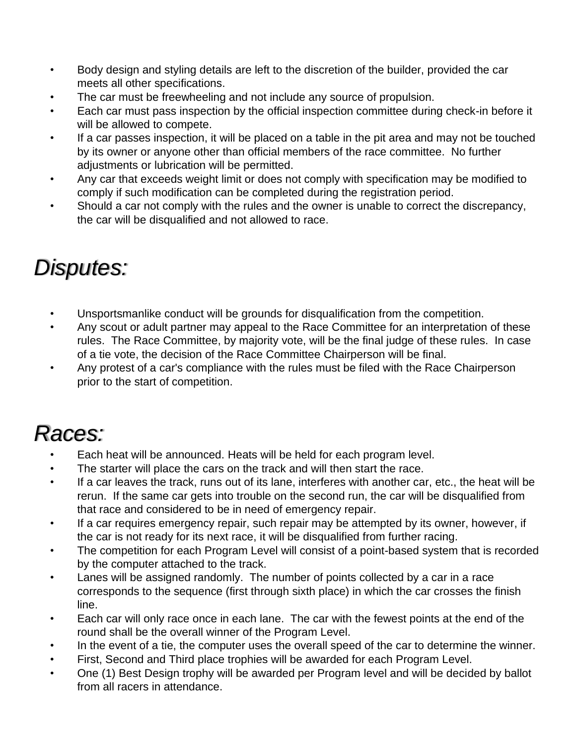- Body design and styling details are left to the discretion of the builder, provided the car meets all other specifications.
- The car must be freewheeling and not include any source of propulsion.
- Each car must pass inspection by the official inspection committee during check-in before it will be allowed to compete.
- If a car passes inspection, it will be placed on a table in the pit area and may not be touched by its owner or anyone other than official members of the race committee. No further adjustments or lubrication will be permitted.
- Any car that exceeds weight limit or does not comply with specification may be modified to comply if such modification can be completed during the registration period.
- Should a car not comply with the rules and the owner is unable to correct the discrepancy, the car will be disqualified and not allowed to race.

# *Disputes:*

- Unsportsmanlike conduct will be grounds for disqualification from the competition.
- Any scout or adult partner may appeal to the Race Committee for an interpretation of these rules. The Race Committee, by majority vote, will be the final judge of these rules. In case of a tie vote, the decision of the Race Committee Chairperson will be final.
- Any protest of a car's compliance with the rules must be filed with the Race Chairperson prior to the start of competition.

# *Races:*

- Each heat will be announced. Heats will be held for each program level.
- The starter will place the cars on the track and will then start the race.
- If a car leaves the track, runs out of its lane, interferes with another car, etc., the heat will be rerun. If the same car gets into trouble on the second run, the car will be disqualified from that race and considered to be in need of emergency repair.
- If a car requires emergency repair, such repair may be attempted by its owner, however, if the car is not ready for its next race, it will be disqualified from further racing.
- The competition for each Program Level will consist of a point-based system that is recorded by the computer attached to the track.
- Lanes will be assigned randomly. The number of points collected by a car in a race corresponds to the sequence (first through sixth place) in which the car crosses the finish line.
- Each car will only race once in each lane. The car with the fewest points at the end of the round shall be the overall winner of the Program Level.
- In the event of a tie, the computer uses the overall speed of the car to determine the winner.
- First, Second and Third place trophies will be awarded for each Program Level.
- One (1) Best Design trophy will be awarded per Program level and will be decided by ballot from all racers in attendance.